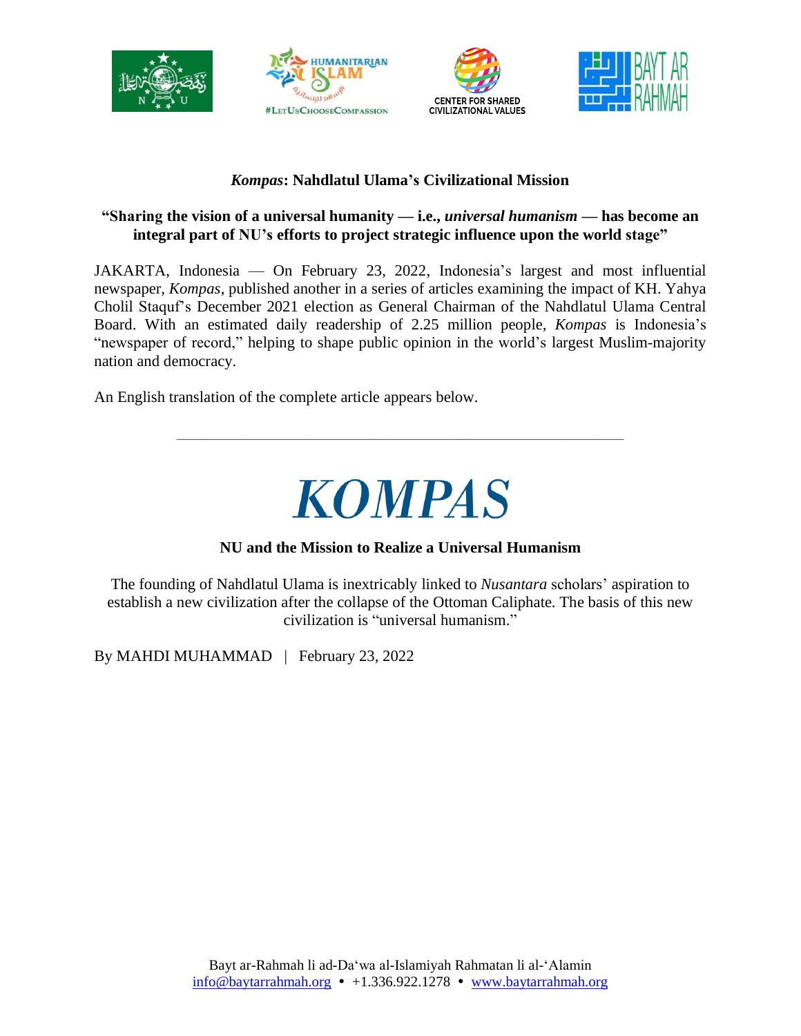# *Kompas*: Nahdlatul Ulama's Civilizational Mission

**"Sharing the vision of a universal humanity — i.e., *universal humanism* — has become an integral part of NU's efforts to project strategic influence upon the world stage"**

JAKARTA, Indonesia — On February 23, 2022, Indonesia's largest and most influential newspaper, *Kompas*, published another in a series of articles examining the impact of KH. Yahya Cholil Staquf's December 2021 election as General Chairman of the Nahdlatul Ulama Central Board. With an estimated daily readership of 2.25 million people, *Kompas* is Indonesia's "newspaper of record," helping to shape public opinion in the world's largest Muslim-majority nation and democracy.

An English translation of the complete article appears below.

---

# *KOMPAS*

## NU and the Mission to Realize a Universal Humanism

The founding of Nahdlatul Ulama is inextricably linked to *Nusantara* scholars' aspiration to establish a new civilization after the collapse of the Ottoman Caliphate. The basis of this new civilization is "universal humanism."

By MAHDI MUHAMMAD | February 23, 2022

Bayt ar-Rahmah li ad-Da'wa al-Islamiyah Rahmatan li al-'Alamin
info@baytarrahmah.org • +1.336.922.1278 • www.baytarrahmah.org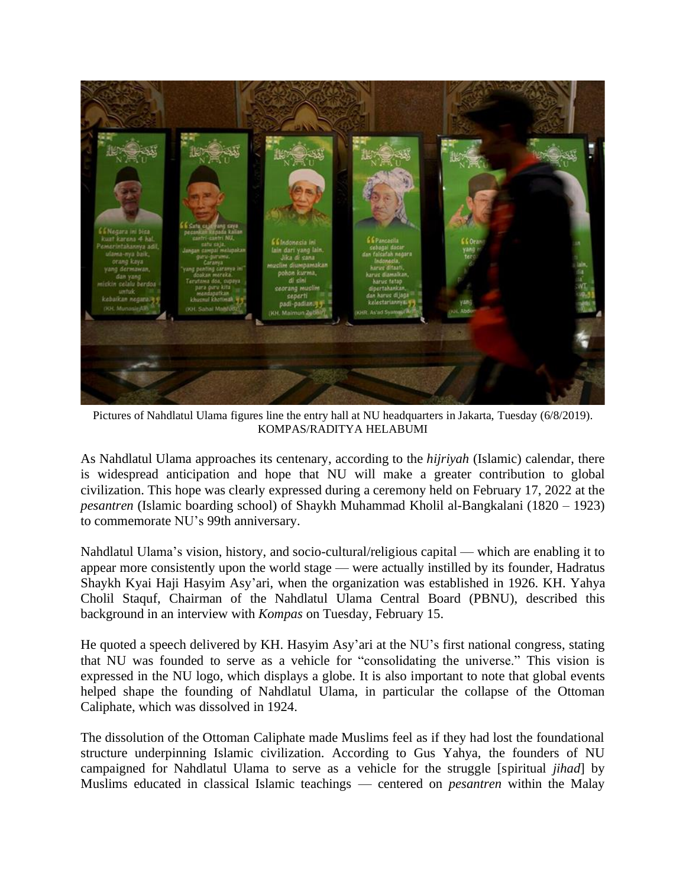Pictures of Nahdlatul Ulama figures line the entry hall at NU headquarters in Jakarta, Tuesday (6/8/2019). KOMPAS/RADITYA HELABUMI

As Nahdlatul Ulama approaches its centenary, according to the *hijriyah* (Islamic) calendar, there is widespread anticipation and hope that NU will make a greater contribution to global civilization. This hope was clearly expressed during a ceremony held on February 17, 2022 at the *pesantren* (Islamic boarding school) of Shaykh Muhammad Kholil al-Bangkalani (1820 – 1923) to commemorate NU's 99th anniversary.

Nahdlatul Ulama's vision, history, and socio-cultural/religious capital — which are enabling it to appear more consistently upon the world stage — were actually instilled by its founder, Hadratus Shaykh Kyai Haji Hasyim Asy'ari, when the organization was established in 1926. KH. Yahya Cholil Staquf, Chairman of the Nahdlatul Ulama Central Board (PBNU), described this background in an interview with *Kompas* on Tuesday, February 15.

He quoted a speech delivered by KH. Hasyim Asy'ari at the NU's first national congress, stating that NU was founded to serve as a vehicle for "consolidating the universe." This vision is expressed in the NU logo, which displays a globe. It is also important to note that global events helped shape the founding of Nahdlatul Ulama, in particular the collapse of the Ottoman Caliphate, which was dissolved in 1924.

The dissolution of the Ottoman Caliphate made Muslims feel as if they had lost the foundational structure underpinning Islamic civilization. According to Gus Yahya, the founders of NU campaigned for Nahdlatul Ulama to serve as a vehicle for the struggle [spiritual *jihad*] by Muslims educated in classical Islamic teachings — centered on *pesantren* within the Malay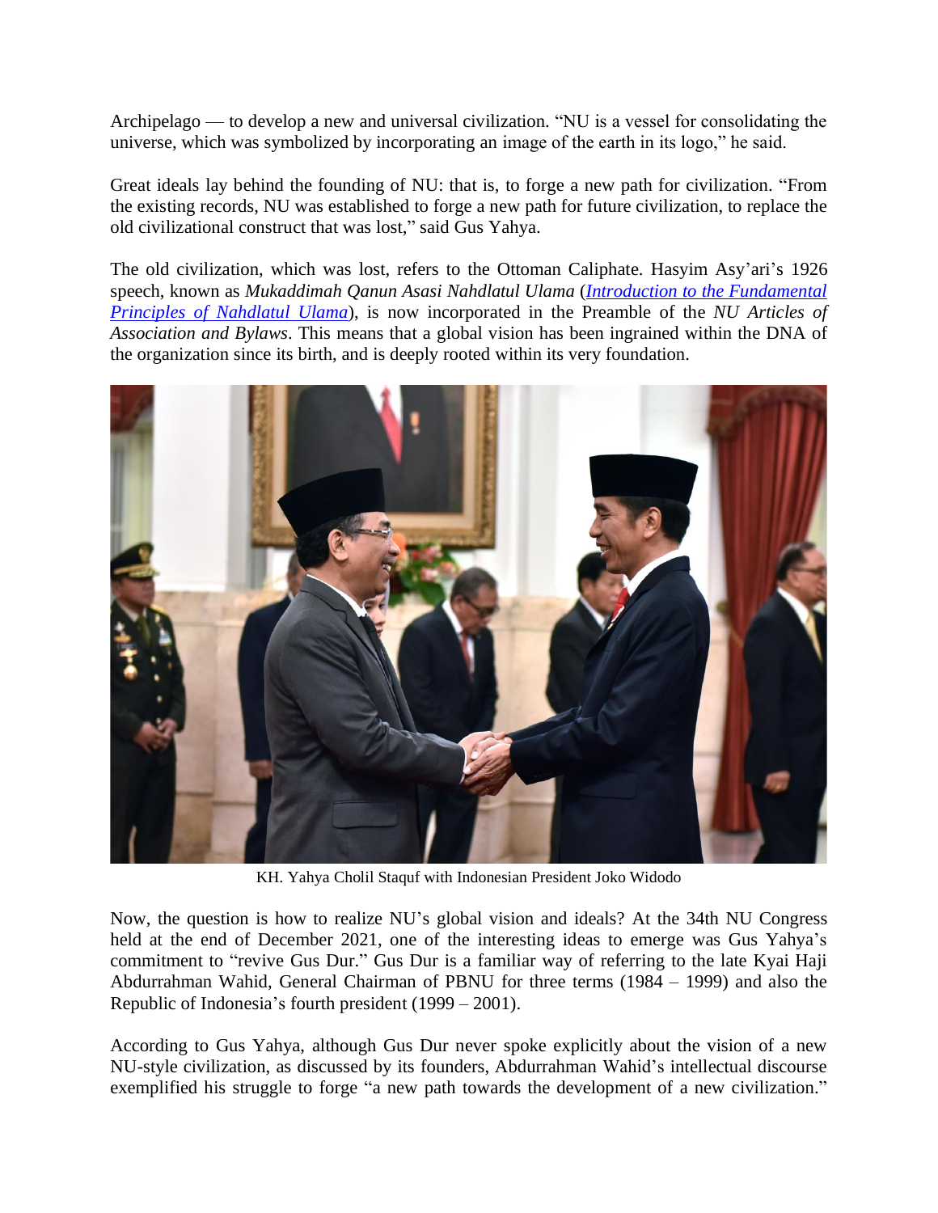Archipelago — to develop a new and universal civilization. "NU is a vessel for consolidating the universe, which was symbolized by incorporating an image of the earth in its logo," he said.

Great ideals lay behind the founding of NU: that is, to forge a new path for civilization. "From the existing records, NU was established to forge a new path for future civilization, to replace the old civilizational construct that was lost," said Gus Yahya.

The old civilization, which was lost, refers to the Ottoman Caliphate. Hasyim Asy'ari's 1926 speech, known as *Mukaddimah Qanun Asasi Nahdlatul Ulama* (*Introduction to the Fundamental Principles of Nahdlatul Ulama*), is now incorporated in the Preamble of the *NU Articles of Association and Bylaws*. This means that a global vision has been ingrained within the DNA of the organization since its birth, and is deeply rooted within its very foundation.

KH. Yahya Cholil Staquf with Indonesian President Joko Widodo

Now, the question is how to realize NU's global vision and ideals? At the 34th NU Congress held at the end of December 2021, one of the interesting ideas to emerge was Gus Yahya's commitment to "revive Gus Dur." Gus Dur is a familiar way of referring to the late Kyai Haji Abdurrahman Wahid, General Chairman of PBNU for three terms (1984 – 1999) and also the Republic of Indonesia's fourth president (1999 – 2001).

According to Gus Yahya, although Gus Dur never spoke explicitly about the vision of a new NU-style civilization, as discussed by its founders, Abdurrahman Wahid's intellectual discourse exemplified his struggle to forge "a new path towards the development of a new civilization."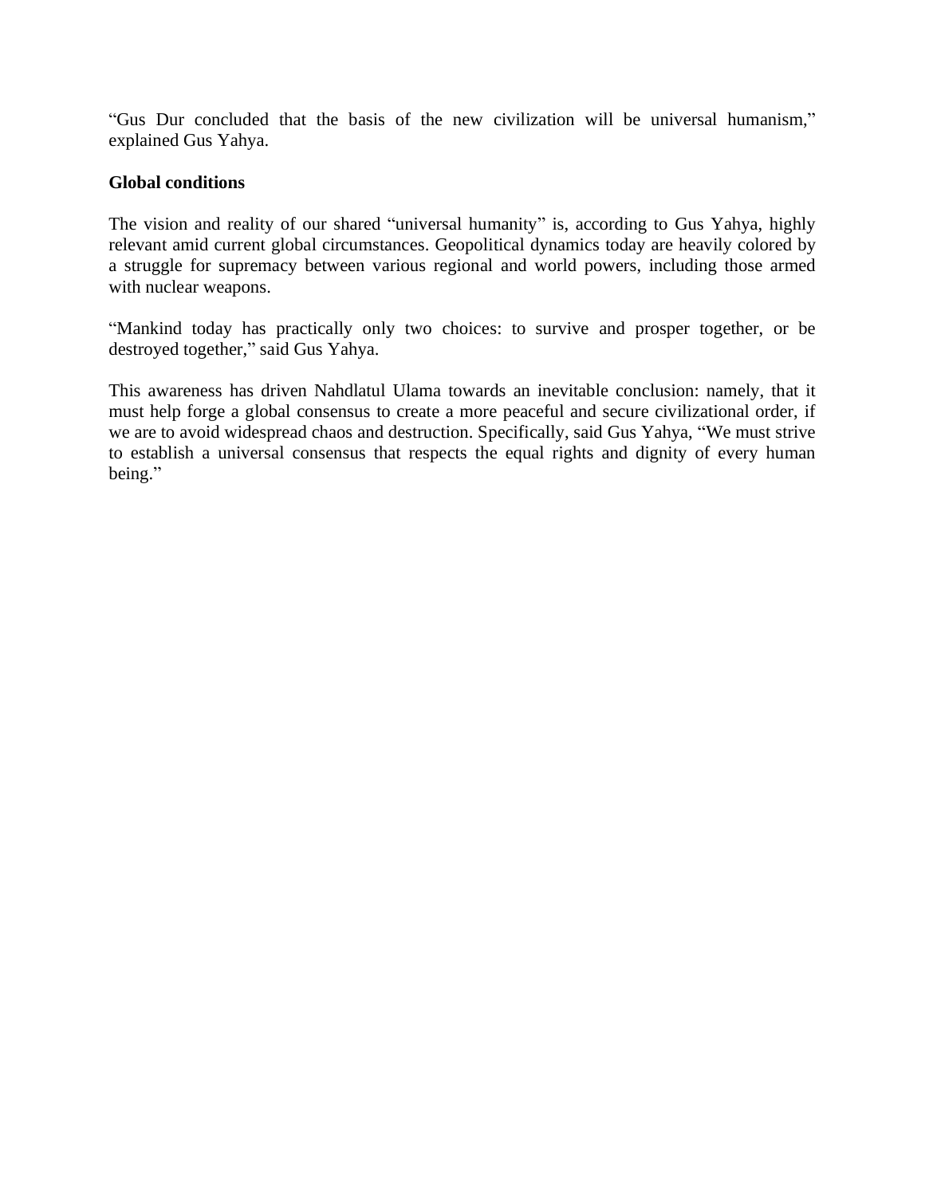"Gus Dur concluded that the basis of the new civilization will be universal humanism," explained Gus Yahya.

**Global conditions**

The vision and reality of our shared "universal humanity" is, according to Gus Yahya, highly relevant amid current global circumstances. Geopolitical dynamics today are heavily colored by a struggle for supremacy between various regional and world powers, including those armed with nuclear weapons.

"Mankind today has practically only two choices: to survive and prosper together, or be destroyed together," said Gus Yahya.

This awareness has driven Nahdlatul Ulama towards an inevitable conclusion: namely, that it must help forge a global consensus to create a more peaceful and secure civilizational order, if we are to avoid widespread chaos and destruction. Specifically, said Gus Yahya, "We must strive to establish a universal consensus that respects the equal rights and dignity of every human being."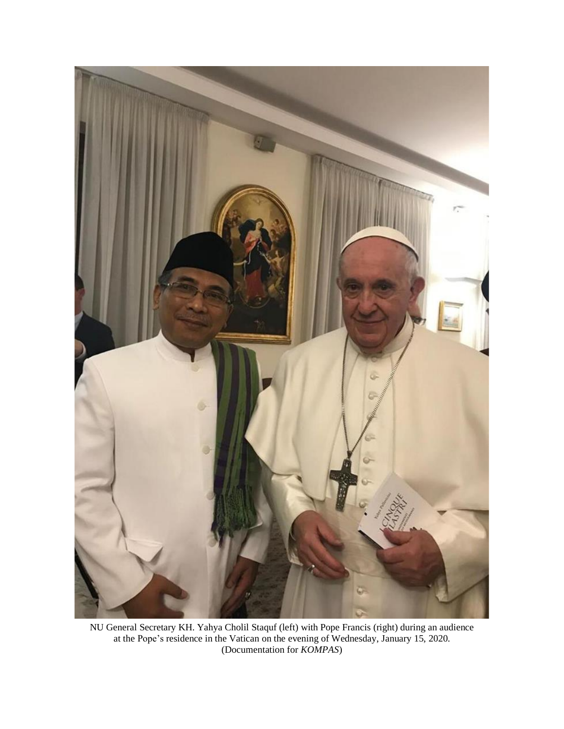NU General Secretary KH. Yahya Cholil Staquf (left) with Pope Francis (right) during an audience at the Pope's residence in the Vatican on the evening of Wednesday, January 15, 2020. (Documentation for *KOMPAS*)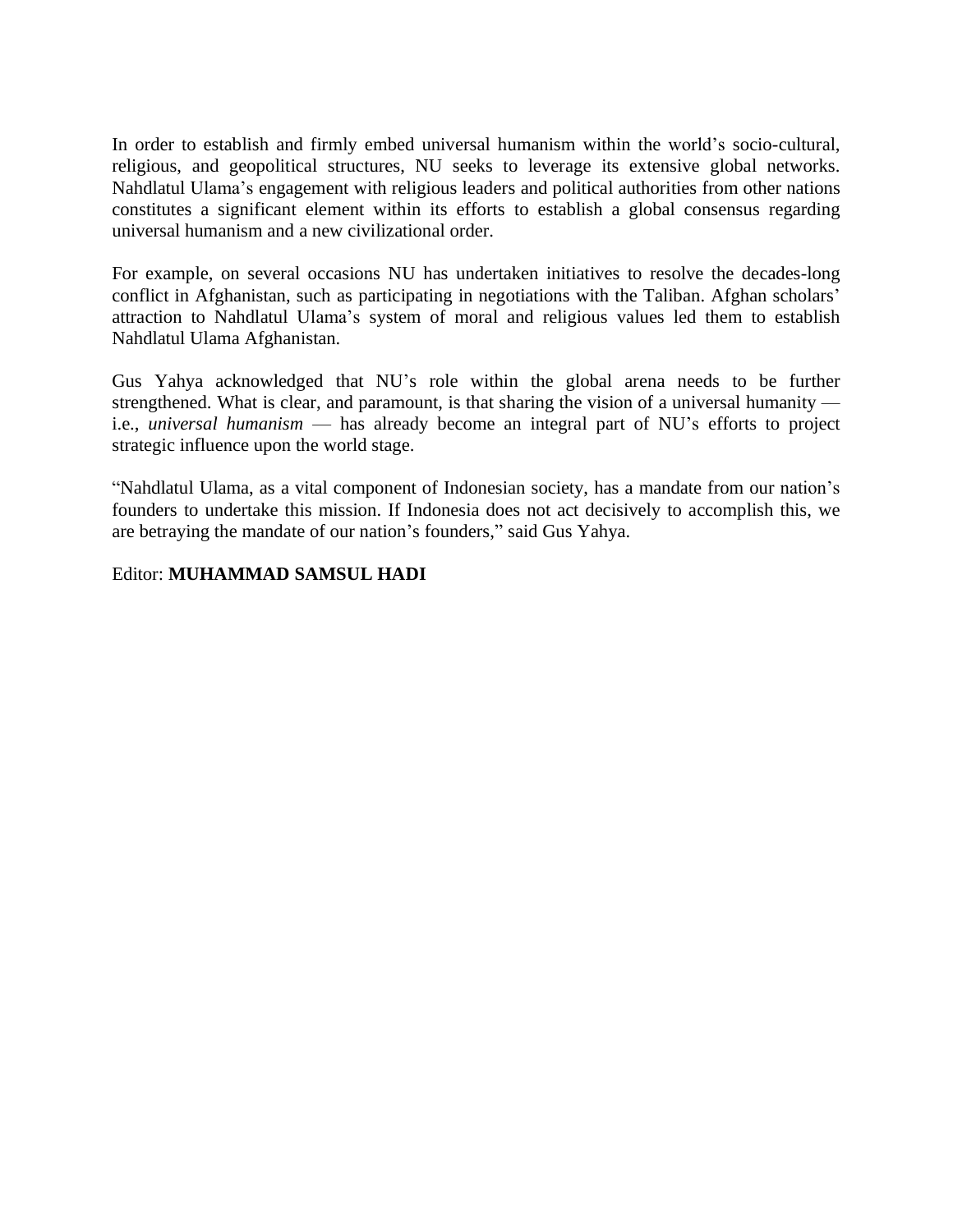In order to establish and firmly embed universal humanism within the world's socio-cultural, religious, and geopolitical structures, NU seeks to leverage its extensive global networks. Nahdlatul Ulama's engagement with religious leaders and political authorities from other nations constitutes a significant element within its efforts to establish a global consensus regarding universal humanism and a new civilizational order.

For example, on several occasions NU has undertaken initiatives to resolve the decades-long conflict in Afghanistan, such as participating in negotiations with the Taliban. Afghan scholars' attraction to Nahdlatul Ulama's system of moral and religious values led them to establish Nahdlatul Ulama Afghanistan.

Gus Yahya acknowledged that NU's role within the global arena needs to be further strengthened. What is clear, and paramount, is that sharing the vision of a universal humanity — i.e., *universal humanism* — has already become an integral part of NU's efforts to project strategic influence upon the world stage.

"Nahdlatul Ulama, as a vital component of Indonesian society, has a mandate from our nation's founders to undertake this mission. If Indonesia does not act decisively to accomplish this, we are betraying the mandate of our nation's founders," said Gus Yahya.

Editor: **MUHAMMAD SAMSUL HADI**